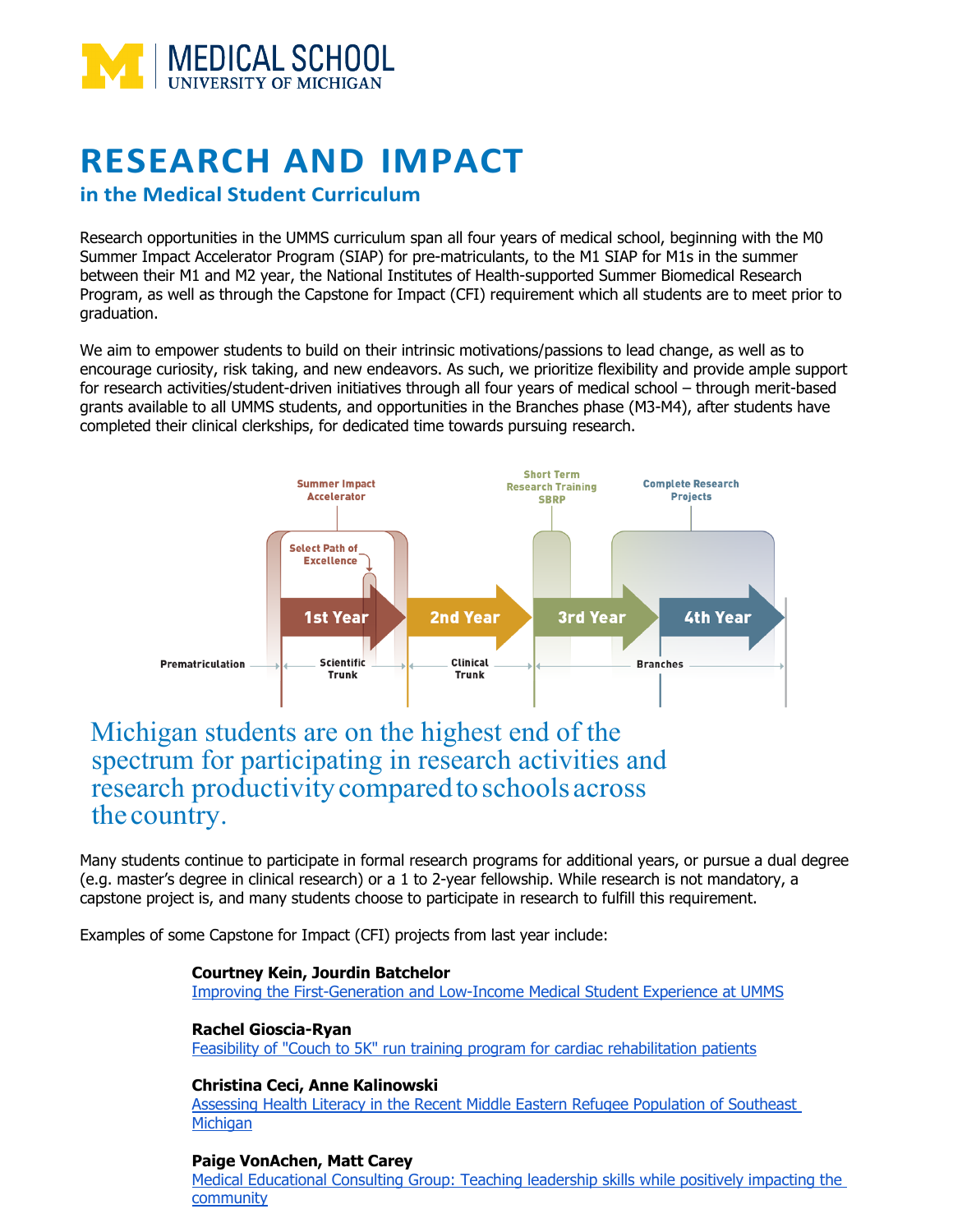# RESEARCH AND IMPACT

## in the Medical Student Curriculum

Research opportunities in the UMMS curriculum span all four years of medical school, beginning with the M0 Summer Impact Accelerator Program (SIAP) for pre-matriculants, to the M1 SIAP for M1s in the summer between their M1 and M2 year, the National Institutes of Health-supported Summer Biomedical Research Program, as well as through the Capstone for Impact (CFI) requirement which all students are to meet prior to graduation.

We aim to empower students to build on their intrinsic motivations/passions to lead change, as well as to encourage curiosity, risk taking, and new endeavors. As such, we prioritize flexibility and provide ample support for research activities/student-driven initiatives through all four years of medical school – through merit-based grants available to all UMMS students, and opportunities in the Branches phase (M3-M4), after students have completed their clinical clerkships, for dedicated time towards pursuing research.

Summer Impact Accelerator | Select Path of Excellence | Short Term Research Training SBRP | Complete Research Projects

1st Year | 2nd Year | 3rd Year | 4th Year

Prematriculation | Scientific Trunk | Clinical Trunk | Branches

Michigan students are on the highest end of the spectrum for participating in research activities and research productivity compared to schools across the country.

Many students continue to participate in formal research programs for additional years, or pursue a dual degree (e.g. master's degree in clinical research) or a 1 to 2-year fellowship. While research is not mandatory, a capstone project is, and many students choose to participate in research to fulfill this requirement.

Examples of some Capstone for Impact (CFI) projects from last year include:

**Courtney Kein, Jourdin Batchelor**
Improving the First-Generation and Low-Income Medical Student Experience at UMMS

**Rachel Gioscia-Ryan**
Feasibility of "Couch to 5K" run training program for cardiac rehabilitation patients

**Christina Ceci, Anne Kalinowski**
Assessing Health Literacy in the Recent Middle Eastern Refugee Population of Southeast Michigan

**Paige VonAchen, Matt Carey**
Medical Educational Consulting Group: Teaching leadership skills while positively impacting the community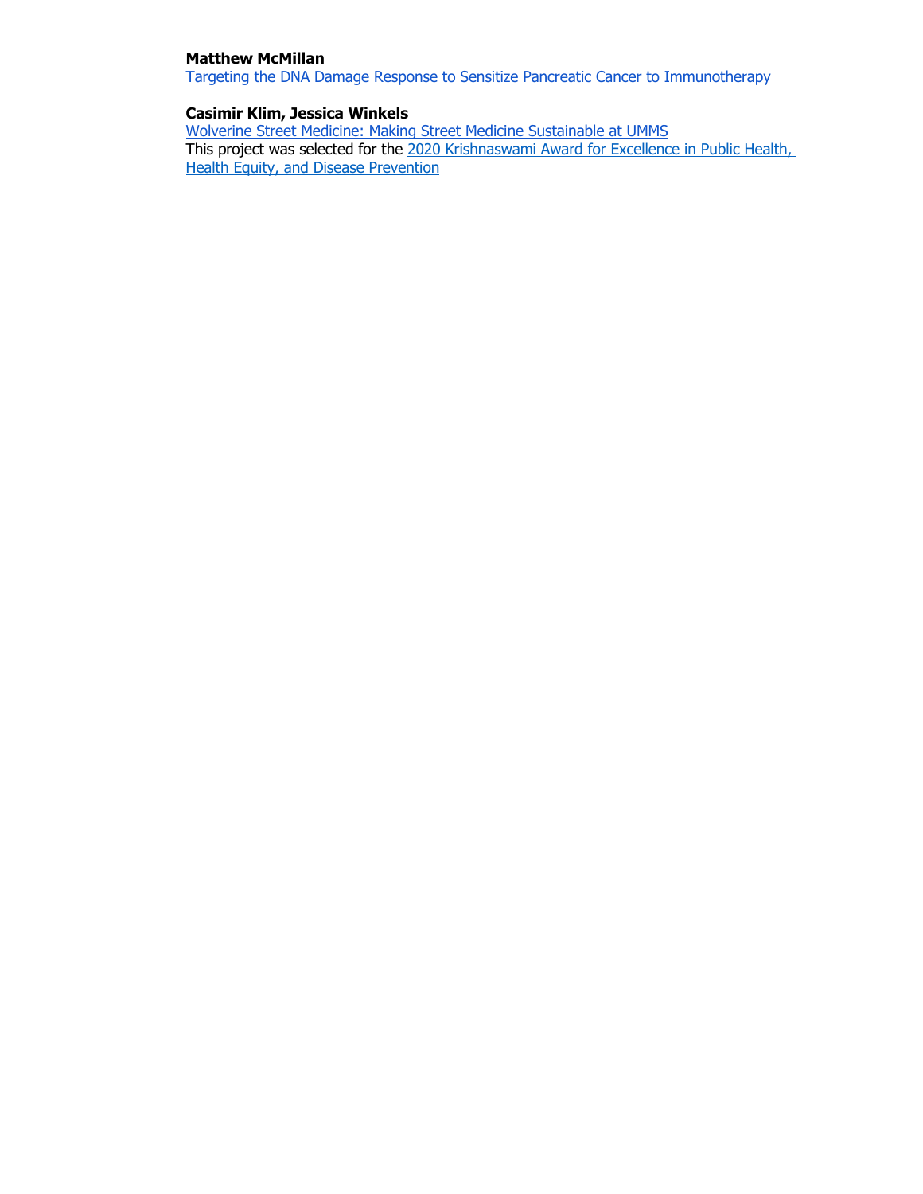**Matthew McMillan**
Targeting the DNA Damage Response to Sensitize Pancreatic Cancer to Immunotherapy

**Casimir Klim, Jessica Winkels**
Wolverine Street Medicine: Making Street Medicine Sustainable at UMMS
This project was selected for the 2020 Krishnaswami Award for Excellence in Public Health, Health Equity, and Disease Prevention